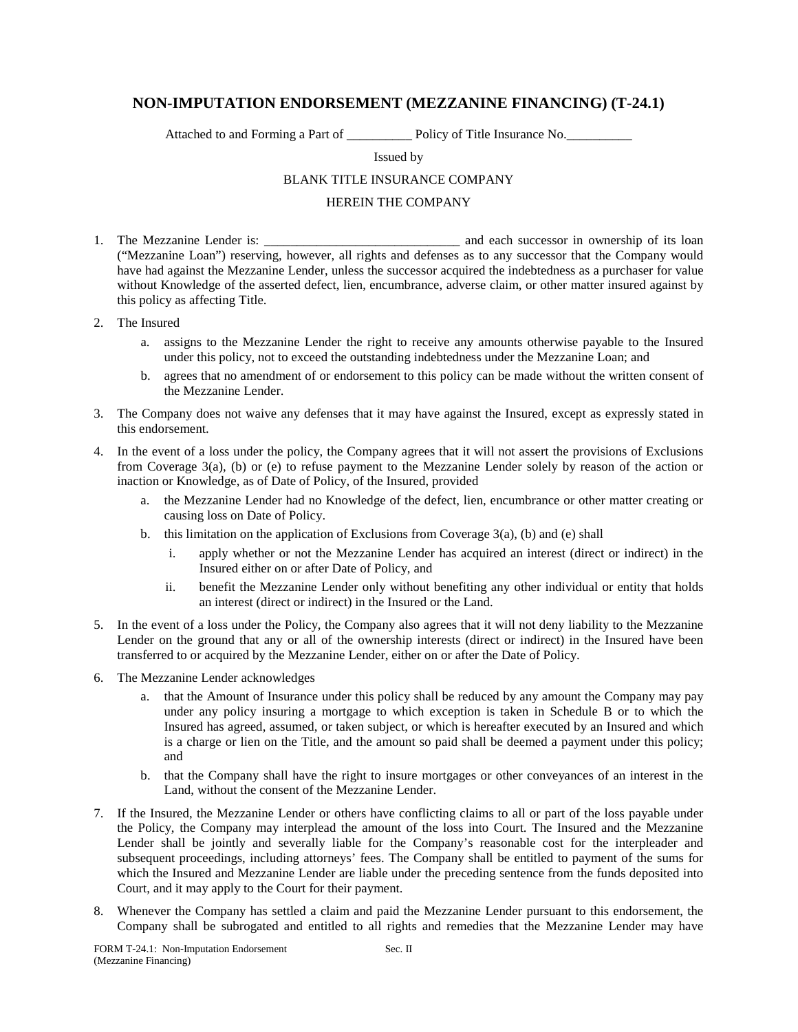# NON-IMPUTATION ENDORSEMENT (MEZZANINE FINANCING) (T-24.1)

Attached to and Forming a Part of __________ Policy of Title Insurance No.__________

Issued by

BLANK TITLE INSURANCE COMPANY

HEREIN THE COMPANY

1. The Mezzanine Lender is: ______________________________ and each successor in ownership of its loan ("Mezzanine Loan") reserving, however, all rights and defenses as to any successor that the Company would have had against the Mezzanine Lender, unless the successor acquired the indebtedness as a purchaser for value without Knowledge of the asserted defect, lien, encumbrance, adverse claim, or other matter insured against by this policy as affecting Title.

2. The Insured
   a. assigns to the Mezzanine Lender the right to receive any amounts otherwise payable to the Insured under this policy, not to exceed the outstanding indebtedness under the Mezzanine Loan; and
   b. agrees that no amendment of or endorsement to this policy can be made without the written consent of the Mezzanine Lender.

3. The Company does not waive any defenses that it may have against the Insured, except as expressly stated in this endorsement.

4. In the event of a loss under the policy, the Company agrees that it will not assert the provisions of Exclusions from Coverage 3(a), (b) or (e) to refuse payment to the Mezzanine Lender solely by reason of the action or inaction or Knowledge, as of Date of Policy, of the Insured, provided
   a. the Mezzanine Lender had no Knowledge of the defect, lien, encumbrance or other matter creating or causing loss on Date of Policy.
   b. this limitation on the application of Exclusions from Coverage 3(a), (b) and (e) shall
      i. apply whether or not the Mezzanine Lender has acquired an interest (direct or indirect) in the Insured either on or after Date of Policy, and
      ii. benefit the Mezzanine Lender only without benefiting any other individual or entity that holds an interest (direct or indirect) in the Insured or the Land.

5. In the event of a loss under the Policy, the Company also agrees that it will not deny liability to the Mezzanine Lender on the ground that any or all of the ownership interests (direct or indirect) in the Insured have been transferred to or acquired by the Mezzanine Lender, either on or after the Date of Policy.

6. The Mezzanine Lender acknowledges
   a. that the Amount of Insurance under this policy shall be reduced by any amount the Company may pay under any policy insuring a mortgage to which exception is taken in Schedule B or to which the Insured has agreed, assumed, or taken subject, or which is hereafter executed by an Insured and which is a charge or lien on the Title, and the amount so paid shall be deemed a payment under this policy; and
   b. that the Company shall have the right to insure mortgages or other conveyances of an interest in the Land, without the consent of the Mezzanine Lender.

7. If the Insured, the Mezzanine Lender or others have conflicting claims to all or part of the loss payable under the Policy, the Company may interplead the amount of the loss into Court. The Insured and the Mezzanine Lender shall be jointly and severally liable for the Company's reasonable cost for the interpleader and subsequent proceedings, including attorneys' fees. The Company shall be entitled to payment of the sums for which the Insured and Mezzanine Lender are liable under the preceding sentence from the funds deposited into Court, and it may apply to the Court for their payment.

8. Whenever the Company has settled a claim and paid the Mezzanine Lender pursuant to this endorsement, the Company shall be subrogated and entitled to all rights and remedies that the Mezzanine Lender may have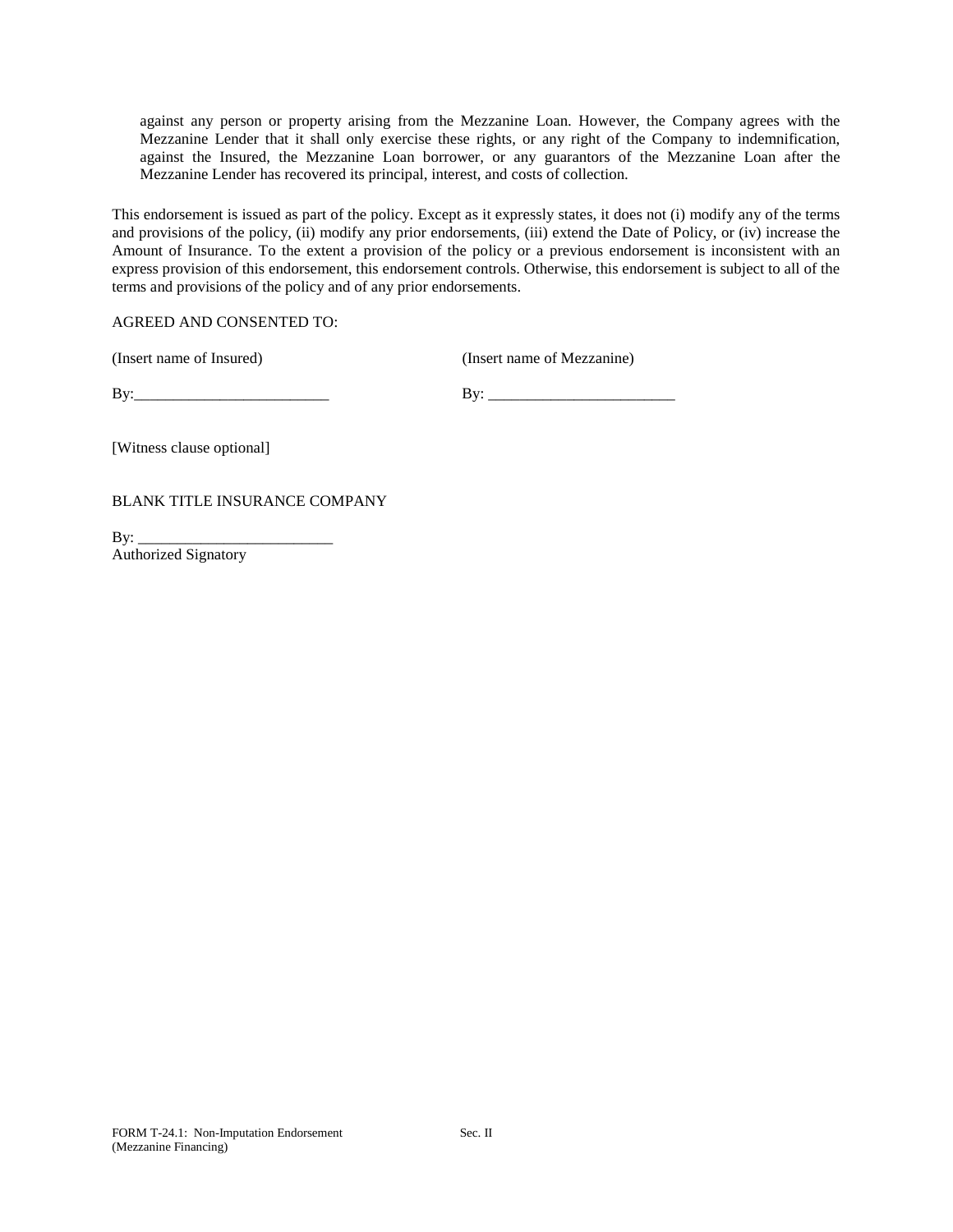against any person or property arising from the Mezzanine Loan. However, the Company agrees with the Mezzanine Lender that it shall only exercise these rights, or any right of the Company to indemnification, against the Insured, the Mezzanine Loan borrower, or any guarantors of the Mezzanine Loan after the Mezzanine Lender has recovered its principal, interest, and costs of collection.

This endorsement is issued as part of the policy. Except as it expressly states, it does not (i) modify any of the terms and provisions of the policy, (ii) modify any prior endorsements, (iii) extend the Date of Policy, or (iv) increase the Amount of Insurance. To the extent a provision of the policy or a previous endorsement is inconsistent with an express provision of this endorsement, this endorsement controls. Otherwise, this endorsement is subject to all of the terms and provisions of the policy and of any prior endorsements.

AGREED AND CONSENTED TO:

| | |
|---|---|
| (Insert name of Insured) | (Insert name of Mezzanine) |
| By:_________________________ | By: ________________________ |

[Witness clause optional]

BLANK TITLE INSURANCE COMPANY

By: _________________________
Authorized Signatory

FORM T-24.1: Non-Imputation Endorsement (Mezzanine Financing) Sec. II